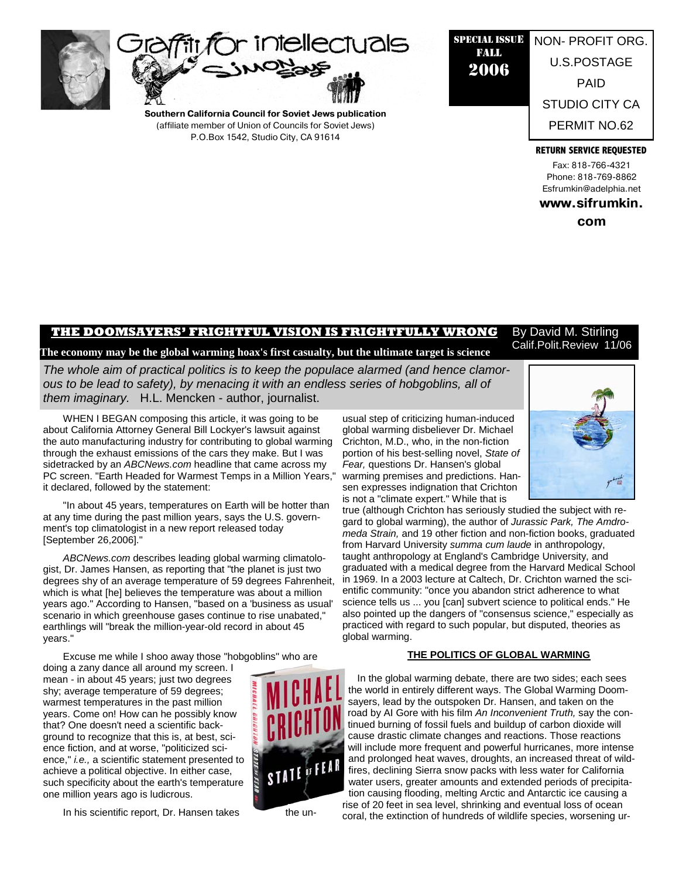# Graffiti for intellectuals — Simon Says

**Southern California Council for Soviet Jews publication**
(affiliate member of Union of Councils for Soviet Jews)
P.O.Box 1542, Studio City, CA 91614

**SPECIAL ISSUE FALL 2006**

NON- PROFIT ORG.
U.S.POSTAGE
PAID
STUDIO CITY CA
PERMIT NO.62

**RETURN SERVICE REQUESTED**

Fax: 818-766-4321
Phone: 818-769-8862
Esfrumkin@adelphia.net
**www.sifrumkin.com**

## THE DOOMSAYERS' FRIGHTFUL VISION IS FRIGHTFULLY WRONG

By David M. Stirling
Calif.Polit.Review 11/06

**The economy may be the global warming hoax's first casualty, but the ultimate target is science**

*The whole aim of practical politics is to keep the populace alarmed (and hence clamorous to be lead to safety), by menacing it with an endless series of hobgoblins, all of them imaginary.* H.L. Mencken - author, journalist.

WHEN I BEGAN composing this article, it was going to be about California Attorney General Bill Lockyer's lawsuit against the auto manufacturing industry for contributing to global warming through the exhaust emissions of the cars they make. But I was sidetracked by an *ABCNews.com* headline that came across my PC screen. "Earth Headed for Warmest Temps in a Million Years," it declared, followed by the statement:

"In about 45 years, temperatures on Earth will be hotter than at any time during the past million years, says the U.S. government's top climatologist in a new report released today [September 26,2006]."

*ABCNews.com* describes leading global warming climatologist, Dr. James Hansen, as reporting that "the planet is just two degrees shy of an average temperature of 59 degrees Fahrenheit, which is what [he] believes the temperature was about a million years ago." According to Hansen, "based on a 'business as usual' scenario in which greenhouse gases continue to rise unabated," earthlings will "break the million-year-old record in about 45 years."

Excuse me while I shoo away those "hobgoblins" who are doing a zany dance all around my screen. I mean - in about 45 years; just two degrees shy; average temperature of 59 degrees; warmest temperatures in the past million years. Come on! How can he possibly know that? One doesn't need a scientific background to recognize that this is, at best, science fiction, and at worse, "politicized science," *i.e.,* a scientific statement presented to achieve a political objective. In either case, such specificity about the earth's temperature one million years ago is ludicrous.

In his scientific report, Dr. Hansen takes the unusual step of criticizing human-induced global warming disbeliever Dr. Michael Crichton, M.D., who, in the non-fiction portion of his best-selling novel, *State of Fear,* questions Dr. Hansen's global warming premises and predictions. Hansen expresses indignation that Crichton is not a "climate expert." While that is true (although Crichton has seriously studied the subject with regard to global warming), the author of *Jurassic Park, The Amdromeda Strain,* and 19 other fiction and non-fiction books, graduated from Harvard University *summa cum laude* in anthropology, taught anthropology at England's Cambridge University, and graduated with a medical degree from the Harvard Medical School in 1969. In a 2003 lecture at Caltech, Dr. Crichton warned the scientific community: "once you abandon strict adherence to what science tells us ... you [can] subvert science to political ends." He also pointed up the dangers of "consensus science," especially as practiced with regard to such popular, but disputed, theories as global warming.

### THE POLITICS OF GLOBAL WARMING

In the global warming debate, there are two sides; each sees the world in entirely different ways. The Global Warming Doomsayers, lead by the outspoken Dr. Hansen, and taken on the road by Al Gore with his film *An Inconvenient Truth,* say the continued burning of fossil fuels and buildup of carbon dioxide will cause drastic climate changes and reactions. Those reactions will include more frequent and powerful hurricanes, more intense and prolonged heat waves, droughts, an increased threat of wildfires, declining Sierra snow packs with less water for California water users, greater amounts and extended periods of precipitation causing flooding, melting Arctic and Antarctic ice causing a rise of 20 feet in sea level, shrinking and eventual loss of ocean coral, the extinction of hundreds of wildlife species, worsening ur-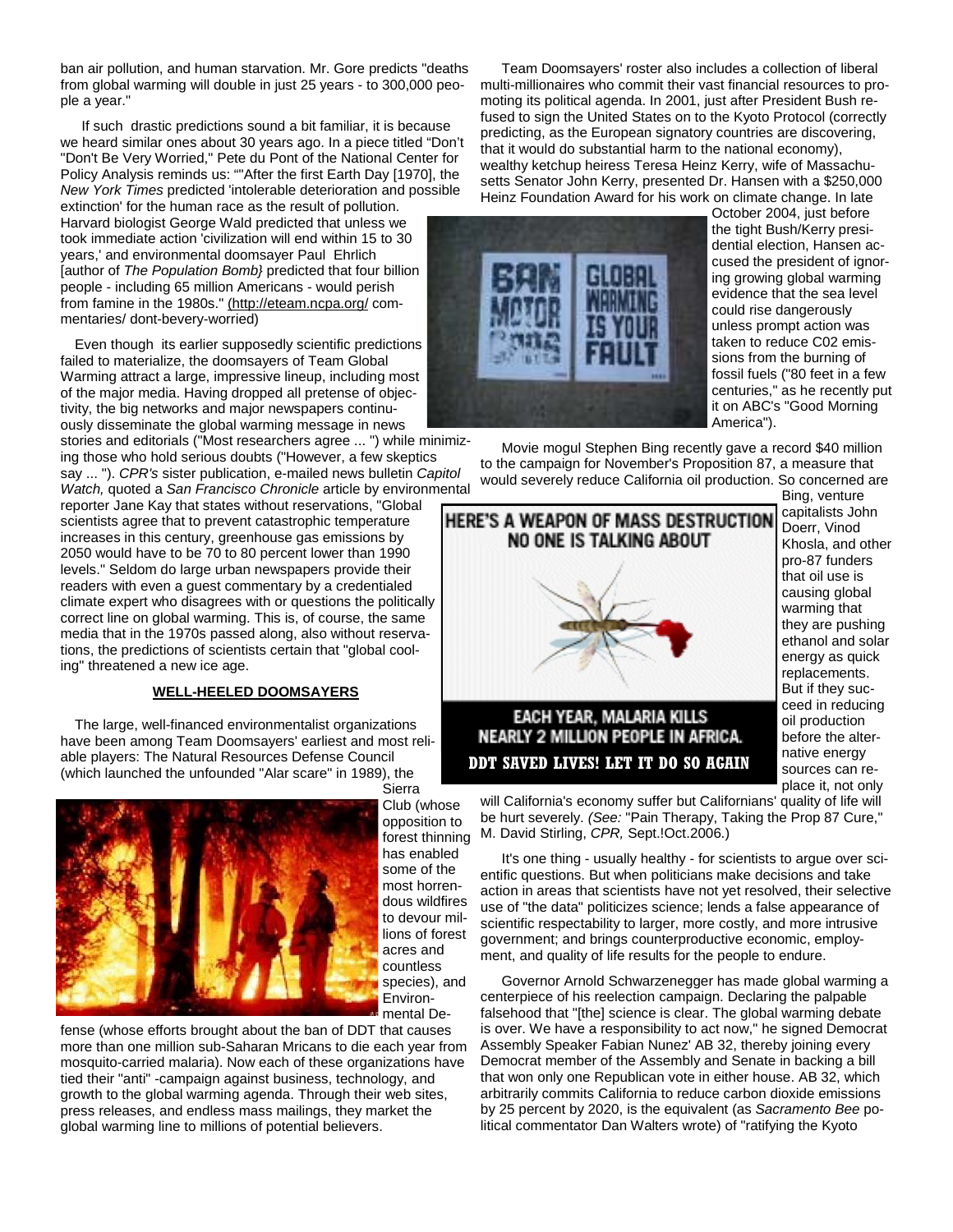ban air pollution, and human starvation. Mr. Gore predicts "deaths from global warming will double in just 25 years - to 300,000 people a year."

If such drastic predictions sound a bit familiar, it is because we heard similar ones about 30 years ago. In a piece titled "Don't "Don't Be Very Worried," Pete du Pont of the National Center for Policy Analysis reminds us: ""After the first Earth Day [1970], the *New York Times* predicted 'intolerable deterioration and possible extinction' for the human race as the result of pollution. Harvard biologist George Wald predicted that unless we took immediate action 'civilization will end within 15 to 30 years,' and environmental doomsayer Paul Ehrlich [author of *The Population Bomb}* predicted that four billion people - including 65 million Americans - would perish from famine in the 1980s." (http://eteam.ncpa.org/ commentaries/ dont-bevery-worried)

Even though its earlier supposedly scientific predictions failed to materialize, the doomsayers of Team Global Warming attract a large, impressive lineup, including most of the major media. Having dropped all pretense of objectivity, the big networks and major newspapers continuously disseminate the global warming message in news stories and editorials ("Most researchers agree ... ") while minimizing those who hold serious doubts ("However, a few skeptics say ... "). *CPR's* sister publication, e-mailed news bulletin *Capitol Watch,* quoted a *San Francisco Chronicle* article by environmental reporter Jane Kay that states without reservations, "Global scientists agree that to prevent catastrophic temperature increases in this century, greenhouse gas emissions by 2050 would have to be 70 to 80 percent lower than 1990 levels." Seldom do large urban newspapers provide their readers with even a guest commentary by a credentialed climate expert who disagrees with or questions the politically correct line on global warming. This is, of course, the same media that in the 1970s passed along, also without reservations, the predictions of scientists certain that "global cooling" threatened a new ice age.

**WELL-HEELED DOOMSAYERS**

The large, well-financed environmentalist organizations have been among Team Doomsayers' earliest and most reliable players: The Natural Resources Defense Council (which launched the unfounded "Alar scare" in 1989), the Sierra Club (whose opposition to forest thinning has enabled some of the most horrendous wildfires to devour millions of forest acres and countless species), and Environmental Defense (whose efforts brought about the ban of DDT that causes more than one million sub-Saharan Mricans to die each year from mosquito-carried malaria). Now each of these organizations have tied their "anti" -campaign against business, technology, and growth to the global warming agenda. Through their web sites, press releases, and endless mass mailings, they market the global warming line to millions of potential believers.

Team Doomsayers' roster also includes a collection of liberal multi-millionaires who commit their vast financial resources to promoting its political agenda. In 2001, just after President Bush refused to sign the United States on to the Kyoto Protocol (correctly predicting, as the European signatory countries are discovering, that it would do substantial harm to the national economy), wealthy ketchup heiress Teresa Heinz Kerry, wife of Massachusetts Senator John Kerry, presented Dr. Hansen with a $250,000 Heinz Foundation Award for his work on climate change. In late October 2004, just before the tight Bush/Kerry presidential election, Hansen accused the president of ignoring growing global warming evidence that the sea level could rise dangerously unless prompt action was taken to reduce C02 emissions from the burning of fossil fuels ("80 feet in a few centuries," as he recently put it on ABC's "Good Morning America").

BAN MOTOR ... | GLOBAL WARMING IS YOUR FAULT

Movie mogul Stephen Bing recently gave a record $40 million to the campaign for November's Proposition 87, a measure that would severely reduce California oil production. So concerned are Bing, venture capitalists John Doerr, Vinod Khosla, and other pro-87 funders that oil use is causing global warming that they are pushing ethanol and solar energy as quick replacements. But if they succeed in reducing oil production before the alternative energy sources can replace it, not only will California's economy suffer but Californians' quality of life will be hurt severely. *(See:* "Pain Therapy, Taking the Prop 87 Cure," M. David Stirling, *CPR,* Sept.!Oct.2006.)

HERE'S A WEAPON OF MASS DESTRUCTION NO ONE IS TALKING ABOUT

EACH YEAR, MALARIA KILLS NEARLY 2 MILLION PEOPLE IN AFRICA.

DDT SAVED LIVES! LET IT DO SO AGAIN

It's one thing - usually healthy - for scientists to argue over scientific questions. But when politicians make decisions and take action in areas that scientists have not yet resolved, their selective use of "the data" politicizes science; lends a false appearance of scientific respectability to larger, more costly, and more intrusive government; and brings counterproductive economic, employment, and quality of life results for the people to endure.

Governor Arnold Schwarzenegger has made global warming a centerpiece of his reelection campaign. Declaring the palpable falsehood that "[the] science is clear. The global warming debate is over. We have a responsibility to act now," he signed Democrat Assembly Speaker Fabian Nunez' AB 32, thereby joining every Democrat member of the Assembly and Senate in backing a bill that won only one Republican vote in either house. AB 32, which arbitrarily commits California to reduce carbon dioxide emissions by 25 percent by 2020, is the equivalent (as *Sacramento Bee* political commentator Dan Walters wrote) of "ratifying the Kyoto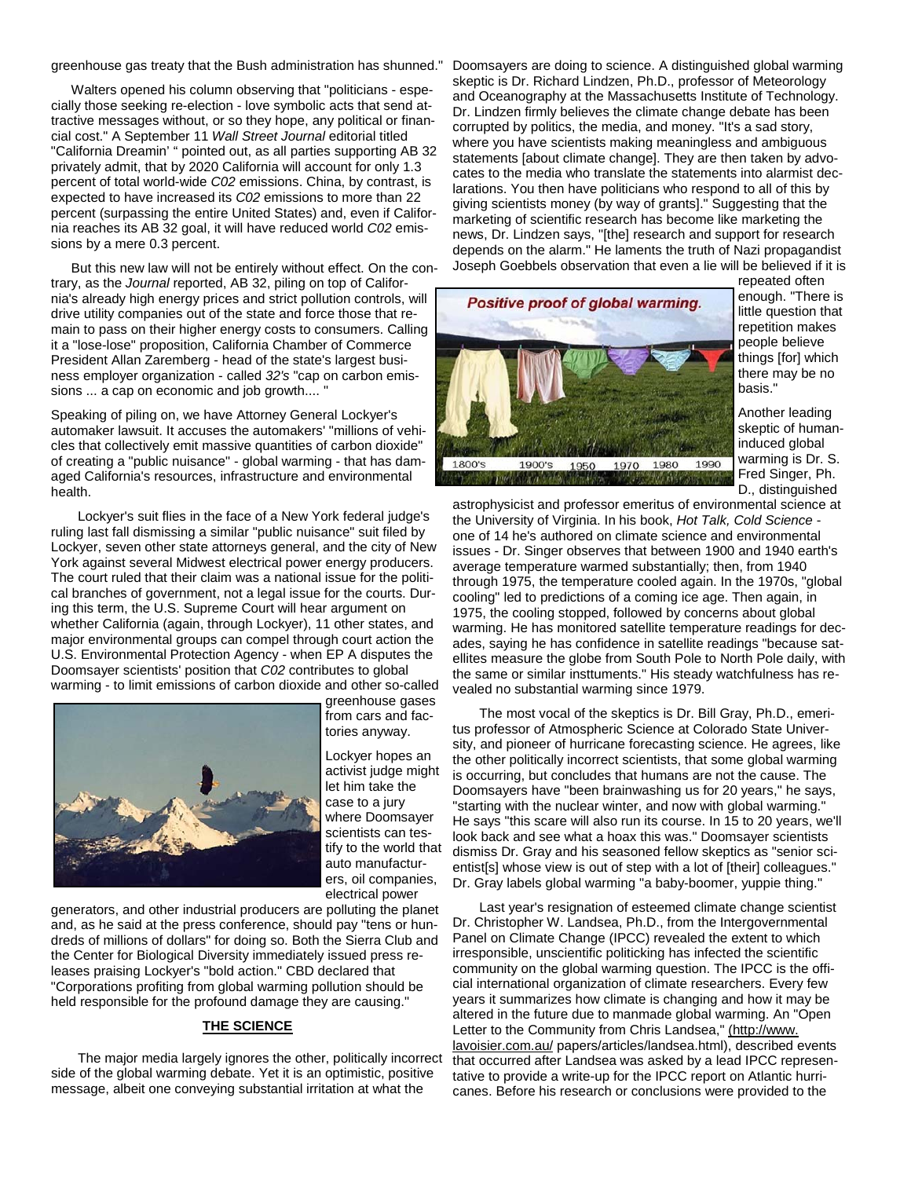greenhouse gas treaty that the Bush administration has shunned."

Walters opened his column observing that "politicians - especially those seeking re-election - love symbolic acts that send attractive messages without, or so they hope, any political or financial cost." A September 11 *Wall Street Journal* editorial titled "California Dreamin' " pointed out, as all parties supporting AB 32 privately admit, that by 2020 California will account for only 1.3 percent of total world-wide *C02* emissions. China, by contrast, is expected to have increased its *C02* emissions to more than 22 percent (surpassing the entire United States) and, even if California reaches its AB 32 goal, it will have reduced world *C02* emissions by a mere 0.3 percent.

But this new law will not be entirely without effect. On the contrary, as the *Journal* reported, AB 32, piling on top of California's already high energy prices and strict pollution controls, will drive utility companies out of the state and force those that remain to pass on their higher energy costs to consumers. Calling it a "lose-lose" proposition, California Chamber of Commerce President Allan Zaremberg - head of the state's largest business employer organization - called *32's* "cap on carbon emissions ... a cap on economic and job growth.... "

Speaking of piling on, we have Attorney General Lockyer's automaker lawsuit. It accuses the automakers' "millions of vehicles that collectively emit massive quantities of carbon dioxide" of creating a "public nuisance" - global warming - that has damaged California's resources, infrastructure and environmental health.

Lockyer's suit flies in the face of a New York federal judge's ruling last fall dismissing a similar "public nuisance" suit filed by Lockyer, seven other state attorneys general, and the city of New York against several Midwest electrical power energy producers. The court ruled that their claim was a national issue for the political branches of government, not a legal issue for the courts. During this term, the U.S. Supreme Court will hear argument on whether California (again, through Lockyer), 11 other states, and major environmental groups can compel through court action the U.S. Environmental Protection Agency - when EP A disputes the Doomsayer scientists' position that *C02* contributes to global warming - to limit emissions of carbon dioxide and other so-called greenhouse gases from cars and factories anyway.

Lockyer hopes an activist judge might let him take the case to a jury where Doomsayer scientists can testify to the world that auto manufacturers, oil companies, electrical power generators, and other industrial producers are polluting the planet and, as he said at the press conference, should pay "tens or hundreds of millions of dollars" for doing so. Both the Sierra Club and the Center for Biological Diversity immediately issued press releases praising Lockyer's "bold action." CBD declared that "Corporations profiting from global warming pollution should be held responsible for the profound damage they are causing."

## THE SCIENCE

The major media largely ignores the other, politically incorrect side of the global warming debate. Yet it is an optimistic, positive message, albeit one conveying substantial irritation at what the Doomsayers are doing to science. A distinguished global warming skeptic is Dr. Richard Lindzen, Ph.D., professor of Meteorology and Oceanography at the Massachusetts Institute of Technology. Dr. Lindzen firmly believes the climate change debate has been corrupted by politics, the media, and money. "It's a sad story, where you have scientists making meaningless and ambiguous statements [about climate change]. They are then taken by advocates to the media who translate the statements into alarmist declarations. You then have politicians who respond to all of this by giving scientists money (by way of grants]." Suggesting that the marketing of scientific research has become like marketing the news, Dr. Lindzen says, "[the] research and support for research depends on the alarm." He laments the truth of Nazi propagandist Joseph Goebbels observation that even a lie will be believed if it is repeated often enough. "There is little question that repetition makes people believe things [for] which there may be no basis."

Another leading skeptic of human-induced global warming is Dr. S. Fred Singer, Ph. D., distinguished astrophysicist and professor emeritus of environmental science at the University of Virginia. In his book, *Hot Talk, Cold Science* - one of 14 he's authored on climate science and environmental issues - Dr. Singer observes that between 1900 and 1940 earth's average temperature warmed substantially; then, from 1940 through 1975, the temperature cooled again. In the 1970s, "global cooling" led to predictions of a coming ice age. Then again, in 1975, the cooling stopped, followed by concerns about global warming. He has monitored satellite temperature readings for decades, saying he has confidence in satellite readings "because satellites measure the globe from South Pole to North Pole daily, with the same or similar insttuments." His steady watchfulness has revealed no substantial warming since 1979.

The most vocal of the skeptics is Dr. Bill Gray, Ph.D., emeritus professor of Atmospheric Science at Colorado State University, and pioneer of hurricane forecasting science. He agrees, like the other politically incorrect scientists, that some global warming is occurring, but concludes that humans are not the cause. The Doomsayers have "been brainwashing us for 20 years," he says, "starting with the nuclear winter, and now with global warming." He says "this scare will also run its course. In 15 to 20 years, we'll look back and see what a hoax this was." Doomsayer scientists dismiss Dr. Gray and his seasoned fellow skeptics as "senior scientist[s] whose view is out of step with a lot of [their] colleagues." Dr. Gray labels global warming "a baby-boomer, yuppie thing."

Last year's resignation of esteemed climate change scientist Dr. Christopher W. Landsea, Ph.D., from the Intergovernmental Panel on Climate Change (IPCC) revealed the extent to which irresponsible, unscientific politicking has infected the scientific community on the global warming question. The IPCC is the official international organization of climate researchers. Every few years it summarizes how climate is changing and how it may be altered in the future due to manmade global warming. An "Open Letter to the Community from Chris Landsea," (http://www.lavoisier.com.au/ papers/articles/landsea.html), described events that occurred after Landsea was asked by a lead IPCC representative to provide a write-up for the IPCC report on Atlantic hurricanes. Before his research or conclusions were provided to the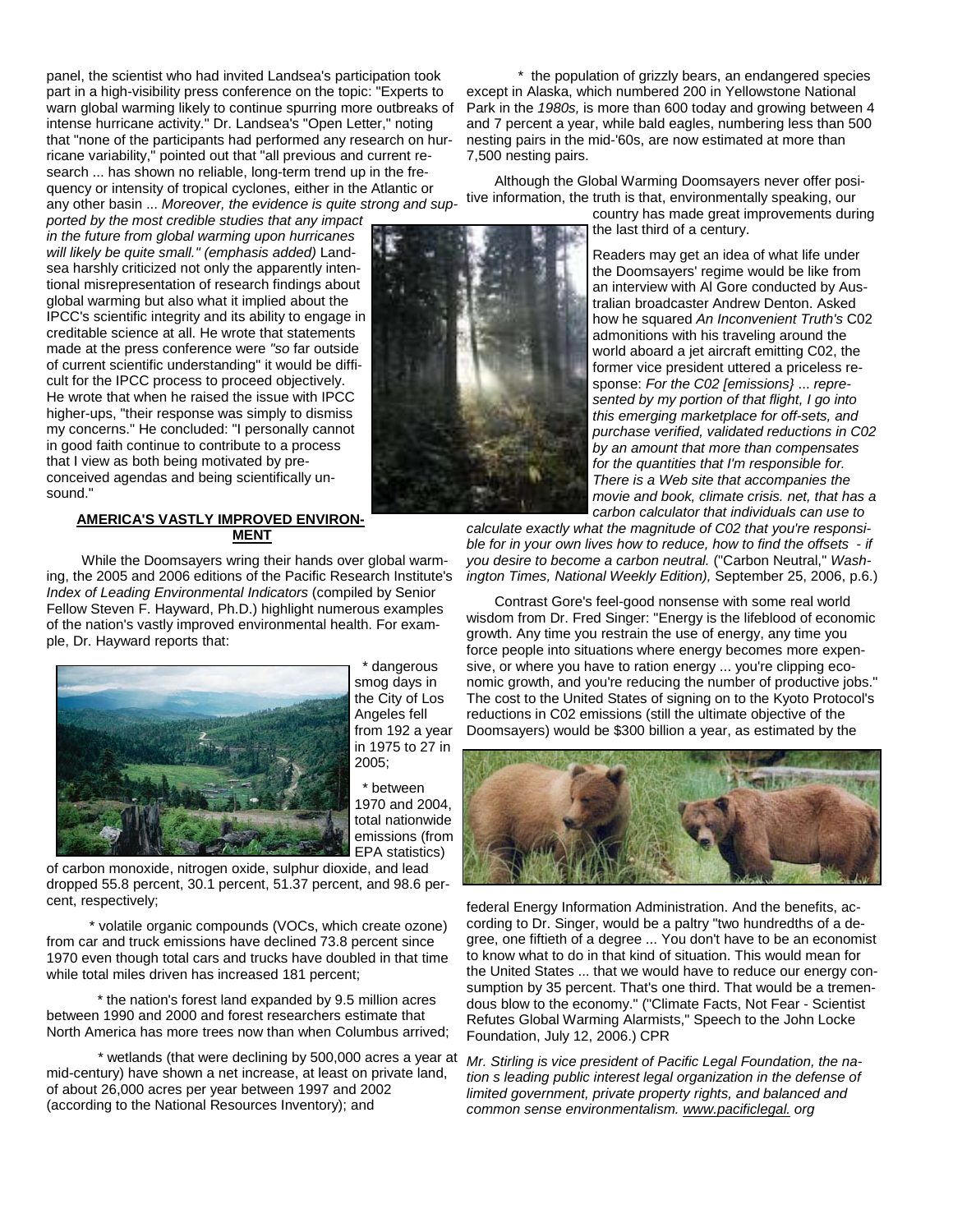panel, the scientist who had invited Landsea's participation took part in a high-visibility press conference on the topic: "Experts to warn global warming likely to continue spurring more outbreaks of intense hurricane activity." Dr. Landsea's "Open Letter," noting that "none of the participants had performed any research on hurricane variability," pointed out that "all previous and current research ... has shown no reliable, long-term trend up in the frequency or intensity of tropical cyclones, either in the Atlantic or any other basin ... *Moreover, the evidence is quite strong and supported by the most credible studies that any impact in the future from global warming upon hurricanes will likely be quite small." (emphasis added)* Landsea harshly criticized not only the apparently intentional misrepresentation of research findings about global warming but also what it implied about the IPCC's scientific integrity and its ability to engage in creditable science at all. He wrote that statements made at the press conference were *"so* far outside of current scientific understanding" it would be difficult for the IPCC process to proceed objectively. He wrote that when he raised the issue with IPCC higher-ups, "their response was simply to dismiss my concerns." He concluded: "I personally cannot in good faith continue to contribute to a process that I view as both being motivated by pre-conceived agendas and being scientifically unsound."

## AMERICA'S VASTLY IMPROVED ENVIRONMENT

While the Doomsayers wring their hands over global warming, the 2005 and 2006 editions of the Pacific Research Institute's *Index of Leading Environmental Indicators* (compiled by Senior Fellow Steven F. Hayward, Ph.D.) highlight numerous examples of the nation's vastly improved environmental health. For example, Dr. Hayward reports that:

\* dangerous smog days in the City of Los Angeles fell from 192 a year in 1975 to 27 in 2005;

\* between 1970 and 2004, total nationwide emissions (from EPA statistics) of carbon monoxide, nitrogen oxide, sulphur dioxide, and lead dropped 55.8 percent, 30.1 percent, 51.37 percent, and 98.6 percent, respectively;

\* volatile organic compounds (VOCs, which create ozone) from car and truck emissions have declined 73.8 percent since 1970 even though total cars and trucks have doubled in that time while total miles driven has increased 181 percent;

\* the nation's forest land expanded by 9.5 million acres between 1990 and 2000 and forest researchers estimate that North America has more trees now than when Columbus arrived;

\* wetlands (that were declining by 500,000 acres a year at mid-century) have shown a net increase, at least on private land, of about 26,000 acres per year between 1997 and 2002 (according to the National Resources Inventory); and

\* the population of grizzly bears, an endangered species except in Alaska, which numbered 200 in Yellowstone National Park in the *1980s,* is more than 600 today and growing between 4 and 7 percent a year, while bald eagles, numbering less than 500 nesting pairs in the mid-'60s, are now estimated at more than 7,500 nesting pairs.

Although the Global Warming Doomsayers never offer positive information, the truth is that, environmentally speaking, our country has made great improvements during the last third of a century.

Readers may get an idea of what life under the Doomsayers' regime would be like from an interview with Al Gore conducted by Australian broadcaster Andrew Denton. Asked how he squared *An Inconvenient Truth's* C02 admonitions with his traveling around the world aboard a jet aircraft emitting C02, the former vice president uttered a priceless response: *For the C02 [emissions} ... represented by my portion of that flight, I go into this emerging marketplace for off-sets, and purchase verified, validated reductions in C02 by an amount that more than compensates for the quantities that I'm responsible for. There is a Web site that accompanies the movie and book, climate crisis. net, that has a carbon calculator that individuals can use to calculate exactly what the magnitude of C02 that you're responsible for in your own lives how to reduce, how to find the offsets - if you desire to become a carbon neutral.* ("Carbon Neutral," *Washington Times, National Weekly Edition),* September 25, 2006, p.6.)

Contrast Gore's feel-good nonsense with some real world wisdom from Dr. Fred Singer: "Energy is the lifeblood of economic growth. Any time you restrain the use of energy, any time you force people into situations where energy becomes more expensive, or where you have to ration energy ... you're clipping economic growth, and you're reducing the number of productive jobs." The cost to the United States of signing on to the Kyoto Protocol's reductions in C02 emissions (still the ultimate objective of the Doomsayers) would be $300 billion a year, as estimated by the federal Energy Information Administration. And the benefits, according to Dr. Singer, would be a paltry "two hundredths of a degree, one fiftieth of a degree ... You don't have to be an economist to know what to do in that kind of situation. This would mean for the United States ... that we would have to reduce our energy consumption by 35 percent. That's one third. That would be a tremendous blow to the economy." ("Climate Facts, Not Fear - Scientist Refutes Global Warming Alarmists," Speech to the John Locke Foundation, July 12, 2006.) CPR

*Mr. Stirling is vice president of Pacific Legal Foundation, the nation s leading public interest legal organization in the defense of limited government, private property rights, and balanced and common sense environmentalism.* www.pacificlegal. org